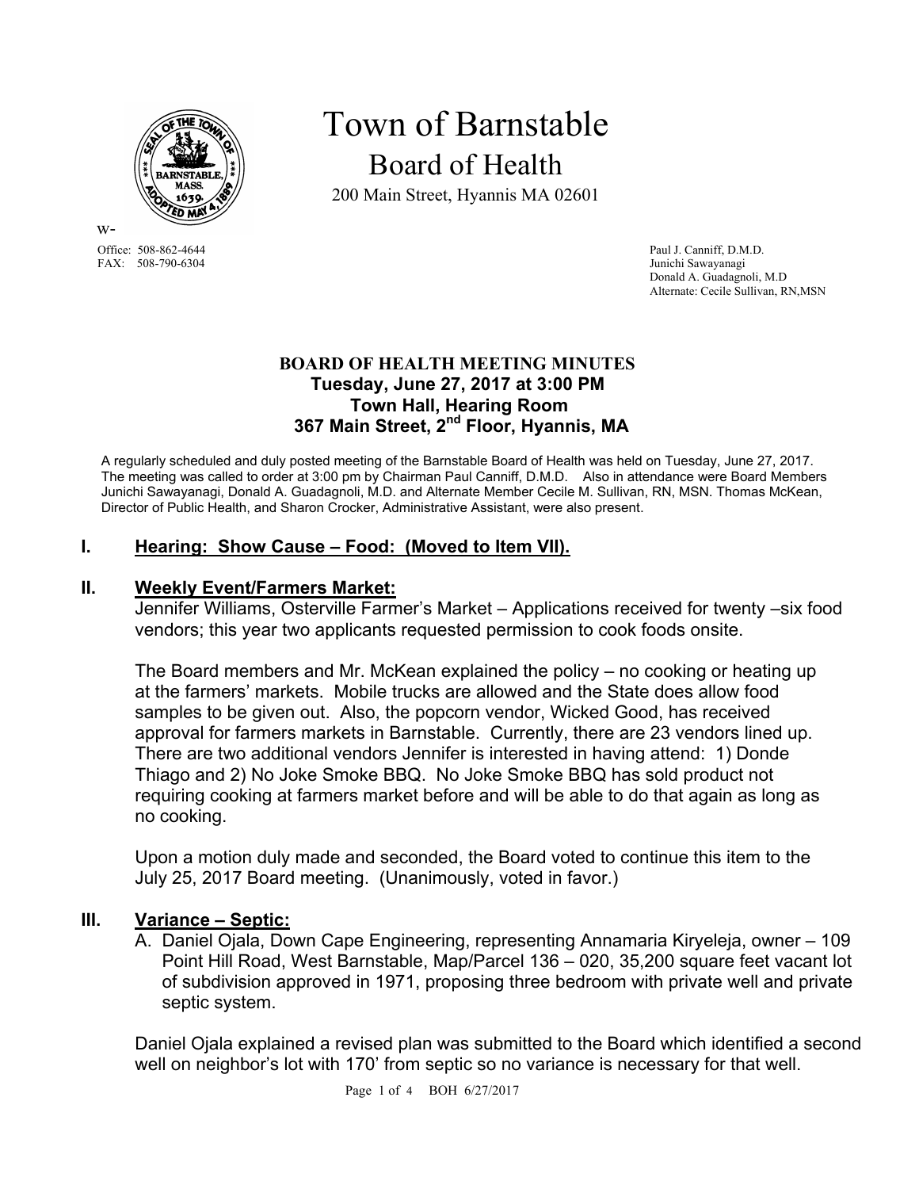# Town of Barnstable

## Board of Health

200 Main Street, Hyannis MA 02601

Office: 508-862-4644
FAX: 508-790-6304

Paul J. Canniff, D.M.D.
Junichi Sawayanagi
Donald A. Guadagnoli, M.D
Alternate: Cecile Sullivan, RN,MSN

**BOARD OF HEALTH MEETING MINUTES**
**Tuesday, June 27, 2017 at 3:00 PM**
**Town Hall, Hearing Room**
**367 Main Street, 2nd Floor, Hyannis, MA**

A regularly scheduled and duly posted meeting of the Barnstable Board of Health was held on Tuesday, June 27, 2017. The meeting was called to order at 3:00 pm by Chairman Paul Canniff, D.M.D. Also in attendance were Board Members Junichi Sawayanagi, Donald A. Guadagnoli, M.D. and Alternate Member Cecile M. Sullivan, RN, MSN. Thomas McKean, Director of Public Health, and Sharon Crocker, Administrative Assistant, were also present.

## I. Hearing: Show Cause – Food: (Moved to Item VII).

## II. Weekly Event/Farmers Market:

Jennifer Williams, Osterville Farmer's Market – Applications received for twenty –six food vendors; this year two applicants requested permission to cook foods onsite.

The Board members and Mr. McKean explained the policy – no cooking or heating up at the farmers' markets. Mobile trucks are allowed and the State does allow food samples to be given out. Also, the popcorn vendor, Wicked Good, has received approval for farmers markets in Barnstable. Currently, there are 23 vendors lined up. There are two additional vendors Jennifer is interested in having attend: 1) Donde Thiago and 2) No Joke Smoke BBQ. No Joke Smoke BBQ has sold product not requiring cooking at farmers market before and will be able to do that again as long as no cooking.

Upon a motion duly made and seconded, the Board voted to continue this item to the July 25, 2017 Board meeting. (Unanimously, voted in favor.)

## III. Variance – Septic:

A. Daniel Ojala, Down Cape Engineering, representing Annamaria Kiryeleja, owner – 109 Point Hill Road, West Barnstable, Map/Parcel 136 – 020, 35,200 square feet vacant lot of subdivision approved in 1971, proposing three bedroom with private well and private septic system.

Daniel Ojala explained a revised plan was submitted to the Board which identified a second well on neighbor's lot with 170' from septic so no variance is necessary for that well.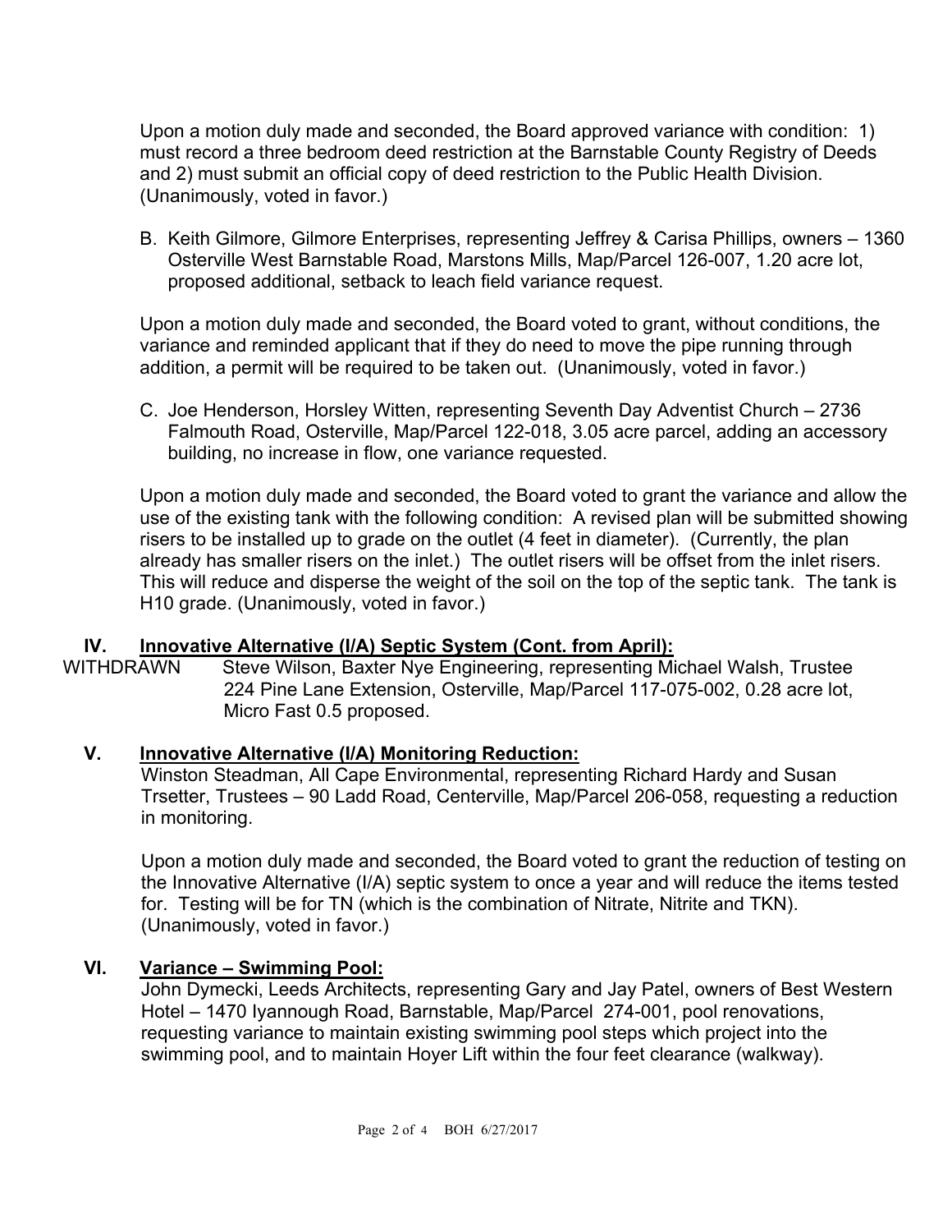Upon a motion duly made and seconded, the Board approved variance with condition: 1) must record a three bedroom deed restriction at the Barnstable County Registry of Deeds and 2) must submit an official copy of deed restriction to the Public Health Division. (Unanimously, voted in favor.)

B. Keith Gilmore, Gilmore Enterprises, representing Jeffrey & Carisa Phillips, owners – 1360 Osterville West Barnstable Road, Marstons Mills, Map/Parcel 126-007, 1.20 acre lot, proposed additional, setback to leach field variance request.

Upon a motion duly made and seconded, the Board voted to grant, without conditions, the variance and reminded applicant that if they do need to move the pipe running through addition, a permit will be required to be taken out. (Unanimously, voted in favor.)

C. Joe Henderson, Horsley Witten, representing Seventh Day Adventist Church – 2736 Falmouth Road, Osterville, Map/Parcel 122-018, 3.05 acre parcel, adding an accessory building, no increase in flow, one variance requested.

Upon a motion duly made and seconded, the Board voted to grant the variance and allow the use of the existing tank with the following condition: A revised plan will be submitted showing risers to be installed up to grade on the outlet (4 feet in diameter). (Currently, the plan already has smaller risers on the inlet.) The outlet risers will be offset from the inlet risers. This will reduce and disperse the weight of the soil on the top of the septic tank. The tank is H10 grade. (Unanimously, voted in favor.)

## IV. Innovative Alternative (I/A) Septic System (Cont. from April):

WITHDRAWN Steve Wilson, Baxter Nye Engineering, representing Michael Walsh, Trustee 224 Pine Lane Extension, Osterville, Map/Parcel 117-075-002, 0.28 acre lot, Micro Fast 0.5 proposed.

## V. Innovative Alternative (I/A) Monitoring Reduction:

Winston Steadman, All Cape Environmental, representing Richard Hardy and Susan Trsetter, Trustees – 90 Ladd Road, Centerville, Map/Parcel 206-058, requesting a reduction in monitoring.

Upon a motion duly made and seconded, the Board voted to grant the reduction of testing on the Innovative Alternative (I/A) septic system to once a year and will reduce the items tested for. Testing will be for TN (which is the combination of Nitrate, Nitrite and TKN). (Unanimously, voted in favor.)

## VI. Variance – Swimming Pool:

John Dymecki, Leeds Architects, representing Gary and Jay Patel, owners of Best Western Hotel – 1470 Iyannough Road, Barnstable, Map/Parcel 274-001, pool renovations, requesting variance to maintain existing swimming pool steps which project into the swimming pool, and to maintain Hoyer Lift within the four feet clearance (walkway).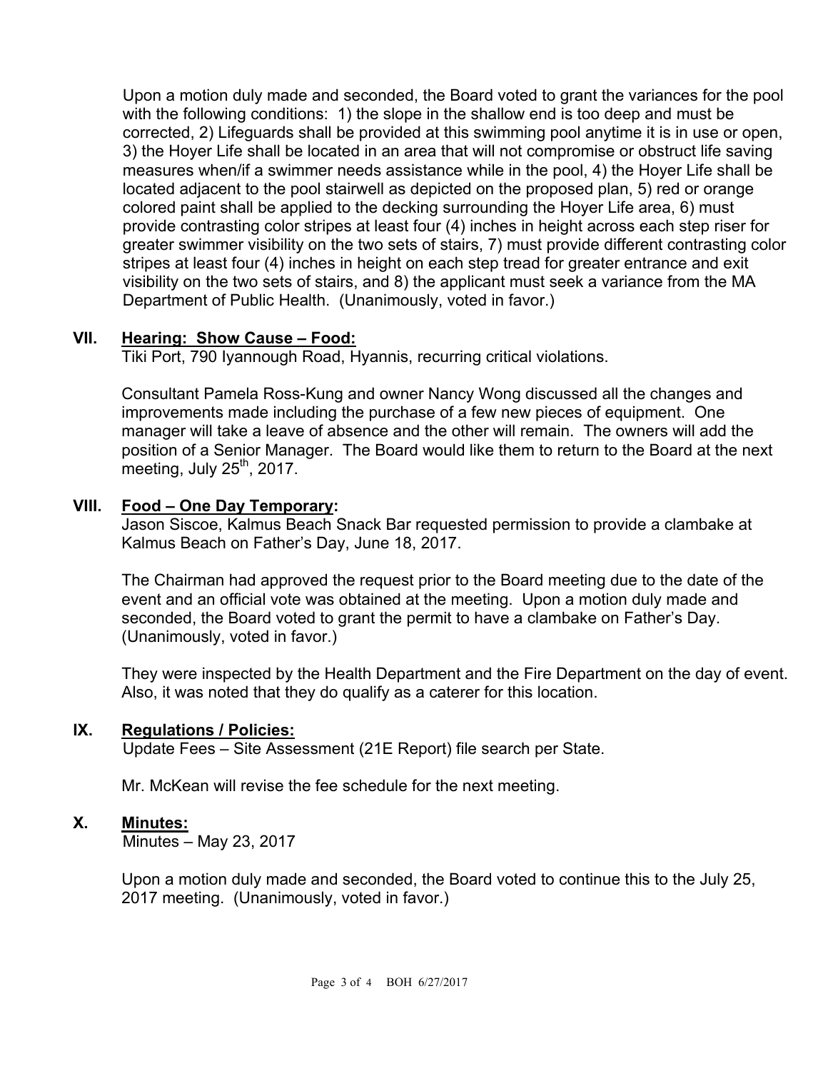Upon a motion duly made and seconded, the Board voted to grant the variances for the pool with the following conditions: 1) the slope in the shallow end is too deep and must be corrected, 2) Lifeguards shall be provided at this swimming pool anytime it is in use or open, 3) the Hoyer Life shall be located in an area that will not compromise or obstruct life saving measures when/if a swimmer needs assistance while in the pool, 4) the Hoyer Life shall be located adjacent to the pool stairwell as depicted on the proposed plan, 5) red or orange colored paint shall be applied to the decking surrounding the Hoyer Life area, 6) must provide contrasting color stripes at least four (4) inches in height across each step riser for greater swimmer visibility on the two sets of stairs, 7) must provide different contrasting color stripes at least four (4) inches in height on each step tread for greater entrance and exit visibility on the two sets of stairs, and 8) the applicant must seek a variance from the MA Department of Public Health. (Unanimously, voted in favor.)

## VII. Hearing: Show Cause – Food:

Tiki Port, 790 Iyannough Road, Hyannis, recurring critical violations.

Consultant Pamela Ross-Kung and owner Nancy Wong discussed all the changes and improvements made including the purchase of a few new pieces of equipment. One manager will take a leave of absence and the other will remain. The owners will add the position of a Senior Manager. The Board would like them to return to the Board at the next meeting, July 25th, 2017.

## VIII. Food – One Day Temporary:

Jason Siscoe, Kalmus Beach Snack Bar requested permission to provide a clambake at Kalmus Beach on Father's Day, June 18, 2017.

The Chairman had approved the request prior to the Board meeting due to the date of the event and an official vote was obtained at the meeting. Upon a motion duly made and seconded, the Board voted to grant the permit to have a clambake on Father's Day. (Unanimously, voted in favor.)

They were inspected by the Health Department and the Fire Department on the day of event. Also, it was noted that they do qualify as a caterer for this location.

## IX. Regulations / Policies:

Update Fees – Site Assessment (21E Report) file search per State.

Mr. McKean will revise the fee schedule for the next meeting.

## X. Minutes:

Minutes – May 23, 2017

Upon a motion duly made and seconded, the Board voted to continue this to the July 25, 2017 meeting. (Unanimously, voted in favor.)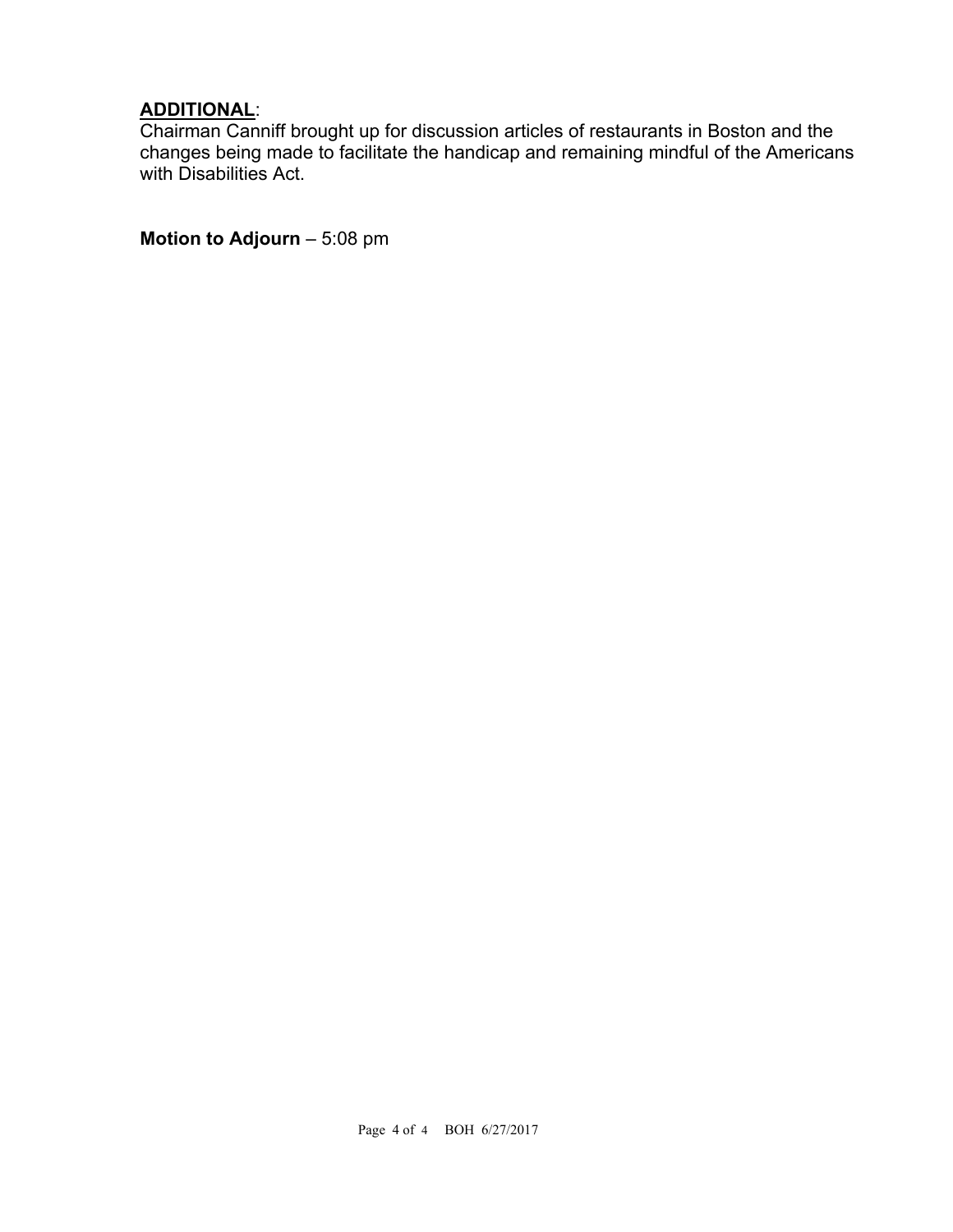**ADDITIONAL**:
Chairman Canniff brought up for discussion articles of restaurants in Boston and the changes being made to facilitate the handicap and remaining mindful of the Americans with Disabilities Act.

**Motion to Adjourn** – 5:08 pm